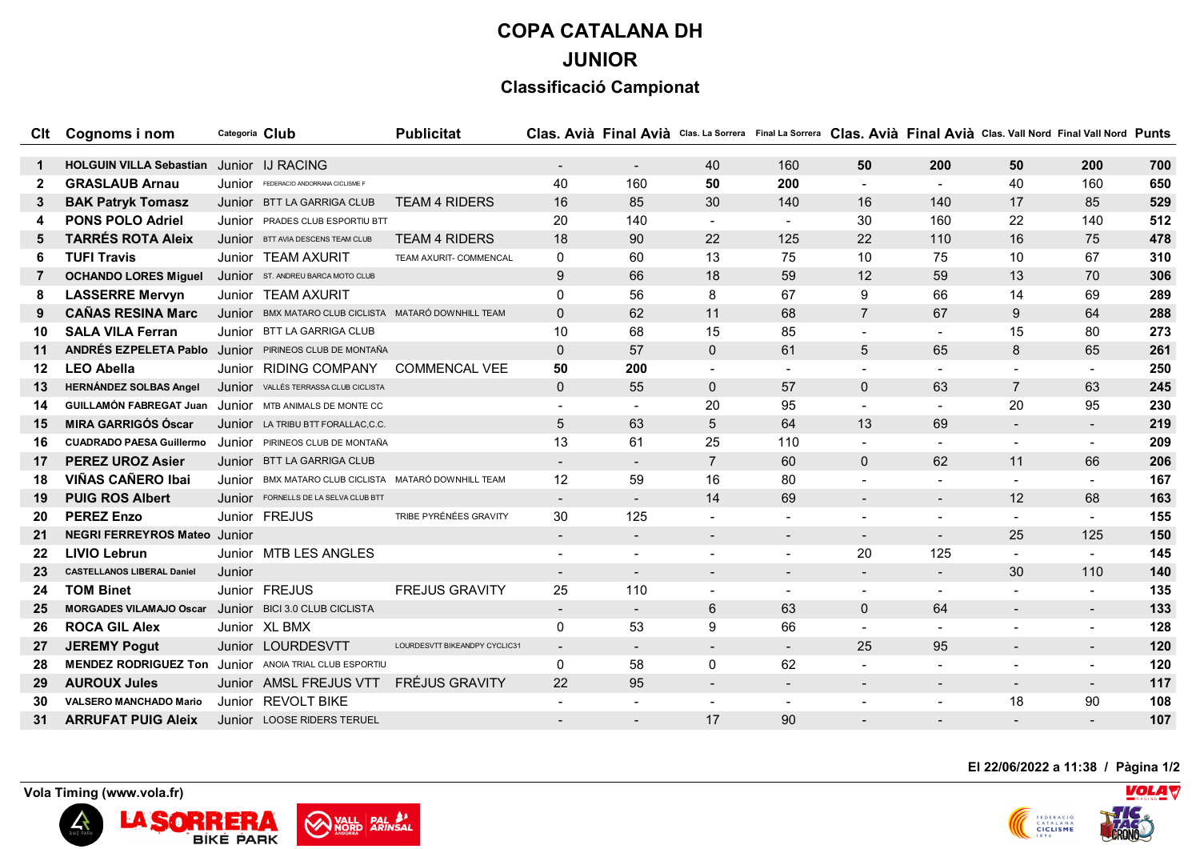# COPA CATALANA DH

## JUNIOR

### Classificació Campionat

| Clt | Cognoms i nom | Categoria | Club | Publicitat | Clas. Avià | Final Avià | Clas. La Sorrera | Final La Sorrera | Clas. Avià | Final Avià | Clas. Vall Nord | Final Vall Nord | Punts |
|---|---|---|---|---|---|---|---|---|---|---|---|---|---|
| 1 | **HOLGUIN VILLA Sebastian** | Junior | IJ RACING | | - | - | 40 | 160 | **50** | **200** | 50 | 200 | **700** |
| 2 | **GRASLAUB Arnau** | Junior | FEDERACIO ANDORRANA CICLISME F | | 40 | 160 | **50** | **200** | - | - | 40 | 160 | **650** |
| 3 | **BAK Patryk Tomasz** | Junior | BTT LA GARRIGA CLUB | TEAM 4 RIDERS | 16 | 85 | 30 | 140 | 16 | 140 | 17 | 85 | **529** |
| 4 | **PONS POLO Adriel** | Junior | PRADES CLUB ESPORTIU BTT | | 20 | 140 | - | - | 30 | 160 | 22 | 140 | **512** |
| 5 | **TARRÉS ROTA Aleix** | Junior | BTT AVIA DESCENS TEAM CLUB | TEAM 4 RIDERS | 18 | 90 | 22 | 125 | 22 | 110 | 16 | 75 | **478** |
| 6 | **TUFI Travis** | Junior | TEAM AXURIT | TEAM AXURIT- COMMENCAL | 0 | 60 | 13 | 75 | 10 | 75 | 10 | 67 | **310** |
| 7 | **OCHANDO LORES Miguel** | Junior | ST. ANDREU BARCA MOTO CLUB | | 9 | 66 | 18 | 59 | 12 | 59 | 13 | 70 | **306** |
| 8 | **LASSERRE Mervyn** | Junior | TEAM AXURIT | | 0 | 56 | 8 | 67 | 9 | 66 | 14 | 69 | **289** |
| 9 | **CAÑAS RESINA Marc** | Junior | BMX MATARO CLUB CICLISTA | MATARÓ DOWNHILL TEAM | 0 | 62 | 11 | 68 | 7 | 67 | 9 | 64 | **288** |
| 10 | **SALA VILA Ferran** | Junior | BTT LA GARRIGA CLUB | | 10 | 68 | 15 | 85 | - | - | 15 | 80 | **273** |
| 11 | **ANDRÉS EZPELETA Pablo** | Junior | PIRINEOS CLUB DE MONTAÑA | | 0 | 57 | 0 | 61 | 5 | 65 | 8 | 65 | **261** |
| 12 | **LEO Abella** | Junior | RIDING COMPANY | COMMENCAL VEE | **50** | **200** | - | - | - | - | - | - | **250** |
| 13 | **HERNÁNDEZ SOLBAS Angel** | Junior | VALLÈS TERRASSA CLUB CICLISTA | | 0 | 55 | 0 | 57 | 0 | 63 | 7 | 63 | **245** |
| 14 | **GUILLAMÓN FABREGAT Juan** | Junior | MTB ANIMALS DE MONTE CC | | - | - | 20 | 95 | - | - | 20 | 95 | **230** |
| 15 | **MIRA GARRIGÓS Óscar** | Junior | LA TRIBU BTT FORALLAC,C.C. | | 5 | 63 | 5 | 64 | 13 | 69 | - | - | **219** |
| 16 | **CUADRADO PAESA Guillermo** | Junior | PIRINEOS CLUB DE MONTAÑA | | 13 | 61 | 25 | 110 | - | - | - | - | **209** |
| 17 | **PEREZ UROZ Asier** | Junior | BTT LA GARRIGA CLUB | | - | - | 7 | 60 | 0 | 62 | 11 | 66 | **206** |
| 18 | **VIÑAS CAÑERO Ibai** | Junior | BMX MATARO CLUB CICLISTA | MATARÓ DOWNHILL TEAM | 12 | 59 | 16 | 80 | - | - | - | - | **167** |
| 19 | **PUIG ROS Albert** | Junior | FORNELLS DE LA SELVA CLUB BTT | | - | - | 14 | 69 | - | - | 12 | 68 | **163** |
| 20 | **PEREZ Enzo** | Junior | FREJUS | TRIBE PYRÉNÉES GRAVITY | 30 | 125 | - | - | - | - | - | - | **155** |
| 21 | **NEGRI FERREYROS Mateo** | Junior | | | - | - | - | - | - | - | 25 | 125 | **150** |
| 22 | **LIVIO Lebrun** | Junior | MTB LES ANGLES | | - | - | - | - | 20 | 125 | - | - | **145** |
| 23 | **CASTELLANOS LIBERAL Daniel** | Junior | | | - | - | - | - | - | - | 30 | 110 | **140** |
| 24 | **TOM Binet** | Junior | FREJUS | FREJUS GRAVITY | 25 | 110 | - | - | - | - | - | - | **135** |
| 25 | **MORGADES VILAMAJO Oscar** | Junior | BICI 3.0 CLUB CICLISTA | | - | - | 6 | 63 | 0 | 64 | - | - | **133** |
| 26 | **ROCA GIL Alex** | Junior | XL BMX | | 0 | 53 | 9 | 66 | - | - | - | - | **128** |
| 27 | **JEREMY Pogut** | Junior | LOURDESVTT | LOURDESVTT BIKEANDPY CYCLIC31 | - | - | - | - | 25 | 95 | - | - | **120** |
| 28 | **MENDEZ RODRIGUEZ Ton** | Junior | ANOIA TRIAL CLUB ESPORTIU | | 0 | 58 | 0 | 62 | - | - | - | - | **120** |
| 29 | **AUROUX Jules** | Junior | AMSL FREJUS VTT | FRÉJUS GRAVITY | 22 | 95 | - | - | - | - | - | - | **117** |
| 30 | **VALSERO MANCHADO Mario** | Junior | REVOLT BIKE | | - | - | - | - | - | - | 18 | 90 | **108** |
| 31 | **ARRUFAT PUIG Aleix** | Junior | LOOSE RIDERS TERUEL | | - | - | 17 | 90 | - | - | - | - | **107** |

El 22/06/2022 a 11:38

Vola Timing (www.vola.fr)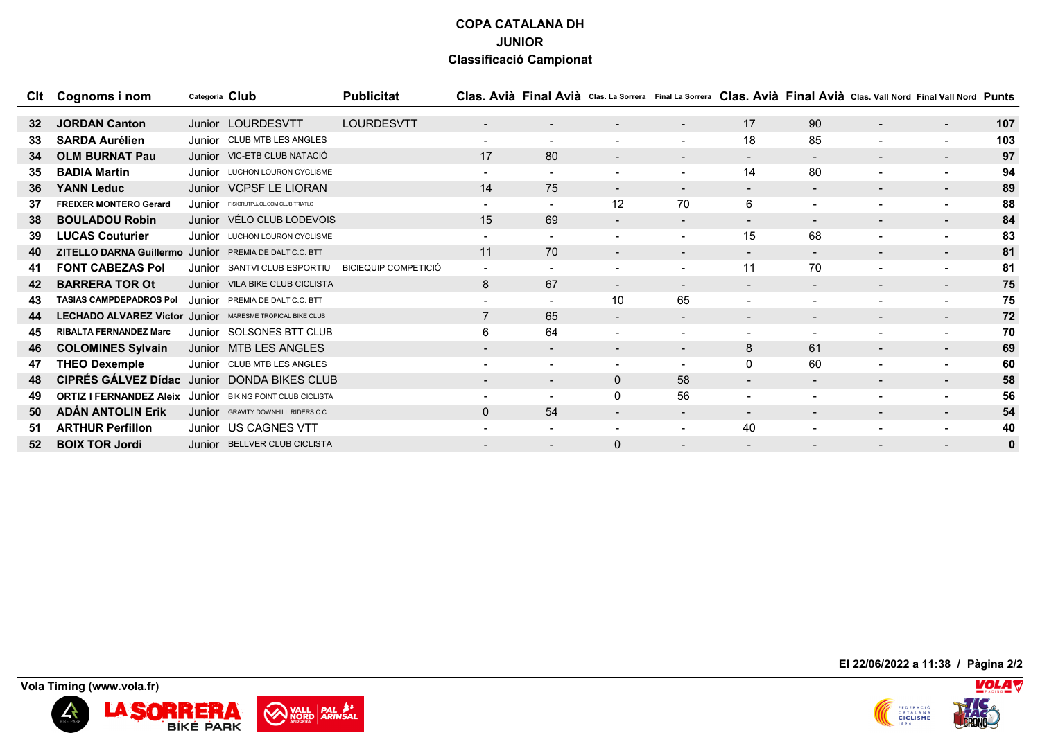# COPA CATALANA DH

## JUNIOR

## Classificació Campionat

| Clt | Cognoms i nom | Categoria | Club | Publicitat | Clas. Avià | Final Avià | Clas. La Sorrera | Final La Sorrera | Clas. Avià | Final Avià | Clas. Vall Nord | Final Vall Nord | Punts |
|---|---|---|---|---|---|---|---|---|---|---|---|---|---|
| 32 | **JORDAN Canton** | Junior | LOURDESVTT | LOURDESVTT | - | - | - | - | 17 | 90 | - | - | **107** |
| 33 | **SARDA Aurélien** | Junior | CLUB MTB LES ANGLES | | - | - | - | - | 18 | 85 | - | - | **103** |
| 34 | **OLM BURNAT Pau** | Junior | VIC-ETB CLUB NATACIÓ | | 17 | 80 | - | - | - | - | - | - | **97** |
| 35 | **BADIA Martin** | Junior | LUCHON LOURON CYCLISME | | - | - | - | - | 14 | 80 | - | - | **94** |
| 36 | **YANN Leduc** | Junior | VCPSF LE LIORAN | | 14 | 75 | - | - | - | - | - | - | **89** |
| 37 | **FREIXER MONTERO Gerard** | Junior | FISIORUTPUJOL.COM CLUB TRIATLO | | - | - | 12 | 70 | 6 | - | - | - | **88** |
| 38 | **BOULADOU Robin** | Junior | VÉLO CLUB LODEVOIS | | 15 | 69 | - | - | - | - | - | - | **84** |
| 39 | **LUCAS Couturier** | Junior | LUCHON LOURON CYCLISME | | - | - | - | - | 15 | 68 | - | - | **83** |
| 40 | **ZITELLO DARNA Guillermo** | Junior | PREMIA DE DALT C.C. BTT | | 11 | 70 | - | - | - | - | - | - | **81** |
| 41 | **FONT CABEZAS Pol** | Junior | SANTVI CLUB ESPORTIU | BICIEQUIP COMPETICIÓ | - | - | - | - | 11 | 70 | - | - | **81** |
| 42 | **BARRERA TOR Ot** | Junior | VILA BIKE CLUB CICLISTA | | 8 | 67 | - | - | - | - | - | - | **75** |
| 43 | **TASIAS CAMPDEPADROS Pol** | Junior | PREMIA DE DALT C.C. BTT | | - | - | 10 | 65 | - | - | - | - | **75** |
| 44 | **LECHADO ALVAREZ Victor** | Junior | MARESME TROPICAL BIKE CLUB | | 7 | 65 | - | - | - | - | - | - | **72** |
| 45 | **RIBALTA FERNANDEZ Marc** | Junior | SOLSONES BTT CLUB | | 6 | 64 | - | - | - | - | - | - | **70** |
| 46 | **COLOMINES Sylvain** | Junior | MTB LES ANGLES | | - | - | - | - | 8 | 61 | - | - | **69** |
| 47 | **THEO Dexemple** | Junior | CLUB MTB LES ANGLES | | - | - | - | - | 0 | 60 | - | - | **60** |
| 48 | **CIPRÉS GÁLVEZ Dídac** | Junior | DONDA BIKES CLUB | | - | - | 0 | 58 | - | - | - | - | **58** |
| 49 | **ORTIZ I FERNANDEZ Aleix** | Junior | BIKING POINT CLUB CICLISTA | | - | - | 0 | 56 | - | - | - | - | **56** |
| 50 | **ADÁN ANTOLIN Erik** | Junior | GRAVITY DOWNHILL RIDERS C C | | 0 | 54 | - | - | - | - | - | - | **54** |
| 51 | **ARTHUR Perfillon** | Junior | US CAGNES VTT | | - | - | - | - | 40 | - | - | - | **40** |
| 52 | **BOIX TOR Jordi** | Junior | BELLVER CLUB CICLISTA | | - | - | 0 | - | - | - | - | - | **0** |

**El 22/06/2022 a 11:38**

**Vola Timing (www.vola.fr)**